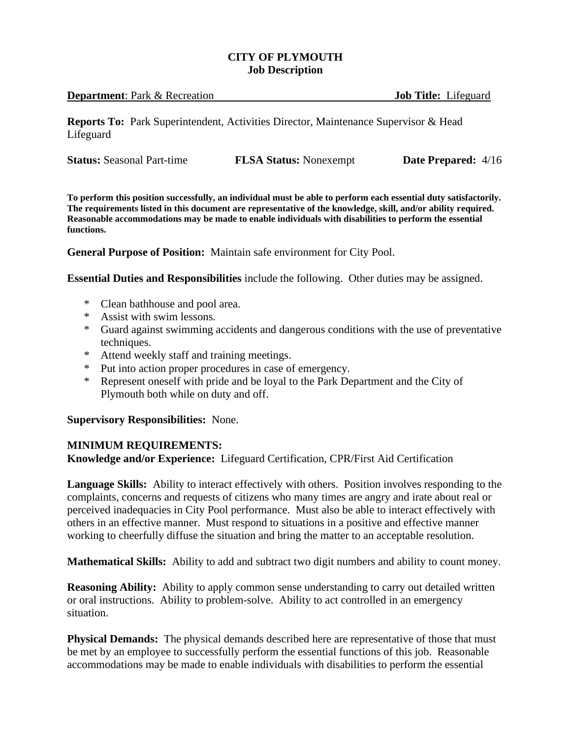# CITY OF PLYMOUTH
## Job Description

**Department**: Park & Recreation **Job Title:** Lifeguard

**Reports To:** Park Superintendent, Activities Director, Maintenance Supervisor & Head Lifeguard

**Status:** Seasonal Part-time **FLSA Status:** Nonexempt **Date Prepared:** 4/16

**To perform this position successfully, an individual must be able to perform each essential duty satisfactorily. The requirements listed in this document are representative of the knowledge, skill, and/or ability required. Reasonable accommodations may be made to enable individuals with disabilities to perform the essential functions.**

**General Purpose of Position:** Maintain safe environment for City Pool.

**Essential Duties and Responsibilities** include the following. Other duties may be assigned.

* Clean bathhouse and pool area.
* Assist with swim lessons.
* Guard against swimming accidents and dangerous conditions with the use of preventative techniques.
* Attend weekly staff and training meetings.
* Put into action proper procedures in case of emergency.
* Represent oneself with pride and be loyal to the Park Department and the City of Plymouth both while on duty and off.

**Supervisory Responsibilities:** None.

**MINIMUM REQUIREMENTS:**
**Knowledge and/or Experience:** Lifeguard Certification, CPR/First Aid Certification

**Language Skills:** Ability to interact effectively with others. Position involves responding to the complaints, concerns and requests of citizens who many times are angry and irate about real or perceived inadequacies in City Pool performance. Must also be able to interact effectively with others in an effective manner. Must respond to situations in a positive and effective manner working to cheerfully diffuse the situation and bring the matter to an acceptable resolution.

**Mathematical Skills:** Ability to add and subtract two digit numbers and ability to count money.

**Reasoning Ability:** Ability to apply common sense understanding to carry out detailed written or oral instructions. Ability to problem-solve. Ability to act controlled in an emergency situation.

**Physical Demands:** The physical demands described here are representative of those that must be met by an employee to successfully perform the essential functions of this job. Reasonable accommodations may be made to enable individuals with disabilities to perform the essential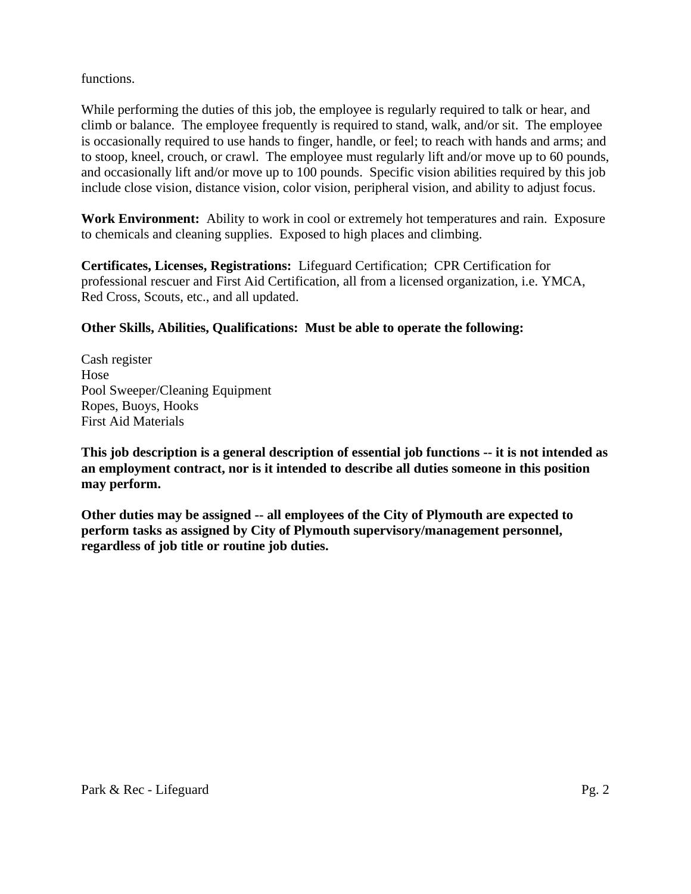functions.

While performing the duties of this job, the employee is regularly required to talk or hear, and climb or balance. The employee frequently is required to stand, walk, and/or sit. The employee is occasionally required to use hands to finger, handle, or feel; to reach with hands and arms; and to stoop, kneel, crouch, or crawl. The employee must regularly lift and/or move up to 60 pounds, and occasionally lift and/or move up to 100 pounds. Specific vision abilities required by this job include close vision, distance vision, color vision, peripheral vision, and ability to adjust focus.

**Work Environment:** Ability to work in cool or extremely hot temperatures and rain. Exposure to chemicals and cleaning supplies. Exposed to high places and climbing.

**Certificates, Licenses, Registrations:** Lifeguard Certification; CPR Certification for professional rescuer and First Aid Certification, all from a licensed organization, i.e. YMCA, Red Cross, Scouts, etc., and all updated.

**Other Skills, Abilities, Qualifications: Must be able to operate the following:**

Cash register
Hose
Pool Sweeper/Cleaning Equipment
Ropes, Buoys, Hooks
First Aid Materials

**This job description is a general description of essential job functions -- it is not intended as an employment contract, nor is it intended to describe all duties someone in this position may perform.**

**Other duties may be assigned -- all employees of the City of Plymouth are expected to perform tasks as assigned by City of Plymouth supervisory/management personnel, regardless of job title or routine job duties.**